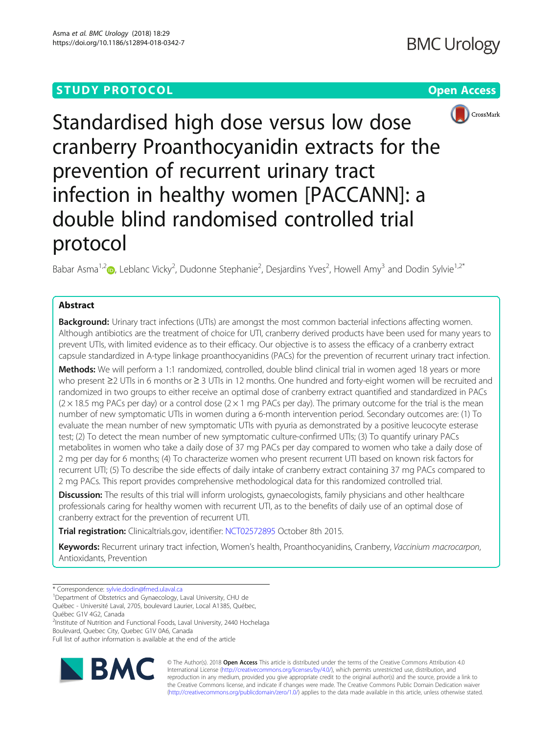STUDY PROTOCOL

Open Access

# Standardised high dose versus low dose cranberry Proanthocyanidin extracts for the prevention of recurrent urinary tract infection in healthy women [PACCANN]: a double blind randomised controlled trial protocol

Babar Asma[1,2], Leblanc Vicky[2], Dudonne Stephanie[2], Desjardins Yves[2], Howell Amy[3] and Dodin Sylvie[1,2*]

## Abstract

**Background:** Urinary tract infections (UTIs) are amongst the most common bacterial infections affecting women. Although antibiotics are the treatment of choice for UTI, cranberry derived products have been used for many years to prevent UTIs, with limited evidence as to their efficacy. Our objective is to assess the efficacy of a cranberry extract capsule standardized in A-type linkage proanthocyanidins (PACs) for the prevention of recurrent urinary tract infection.

**Methods:** We will perform a 1:1 randomized, controlled, double blind clinical trial in women aged 18 years or more who present ≥2 UTIs in 6 months or ≥ 3 UTIs in 12 months. One hundred and forty-eight women will be recruited and randomized in two groups to either receive an optimal dose of cranberry extract quantified and standardized in PACs (2 × 18.5 mg PACs per day) or a control dose (2 × 1 mg PACs per day). The primary outcome for the trial is the mean number of new symptomatic UTIs in women during a 6-month intervention period. Secondary outcomes are: (1) To evaluate the mean number of new symptomatic UTIs with pyuria as demonstrated by a positive leucocyte esterase test; (2) To detect the mean number of new symptomatic culture-confirmed UTIs; (3) To quantify urinary PACs metabolites in women who take a daily dose of 37 mg PACs per day compared to women who take a daily dose of 2 mg per day for 6 months; (4) To characterize women who present recurrent UTI based on known risk factors for recurrent UTI; (5) To describe the side effects of daily intake of cranberry extract containing 37 mg PACs compared to 2 mg PACs. This report provides comprehensive methodological data for this randomized controlled trial.

**Discussion:** The results of this trial will inform urologists, gynaecologists, family physicians and other healthcare professionals caring for healthy women with recurrent UTI, as to the benefits of daily use of an optimal dose of cranberry extract for the prevention of recurrent UTI.

**Trial registration:** Clinicaltrials.gov, identifier: NCT02572895 October 8th 2015.

**Keywords:** Recurrent urinary tract infection, Women's health, Proanthocyanidins, Cranberry, *Vaccinium macrocarpon*, Antioxidants, Prevention

---

\* Correspondence: sylvie.dodin@fmed.ulaval.ca

[1]Department of Obstetrics and Gynaecology, Laval University, CHU de Québec - Université Laval, 2705, boulevard Laurier, Local A1385, Québec, Québec G1V 4G2, Canada

[2]Institute of Nutrition and Functional Foods, Laval University, 2440 Hochelaga Boulevard, Quebec City, Quebec G1V 0A6, Canada

Full list of author information is available at the end of the article

© The Author(s). 2018 **Open Access** This article is distributed under the terms of the Creative Commons Attribution 4.0 International License (http://creativecommons.org/licenses/by/4.0/), which permits unrestricted use, distribution, and reproduction in any medium, provided you give appropriate credit to the original author(s) and the source, provide a link to the Creative Commons license, and indicate if changes were made. The Creative Commons Public Domain Dedication waiver (http://creativecommons.org/publicdomain/zero/1.0/) applies to the data made available in this article, unless otherwise stated.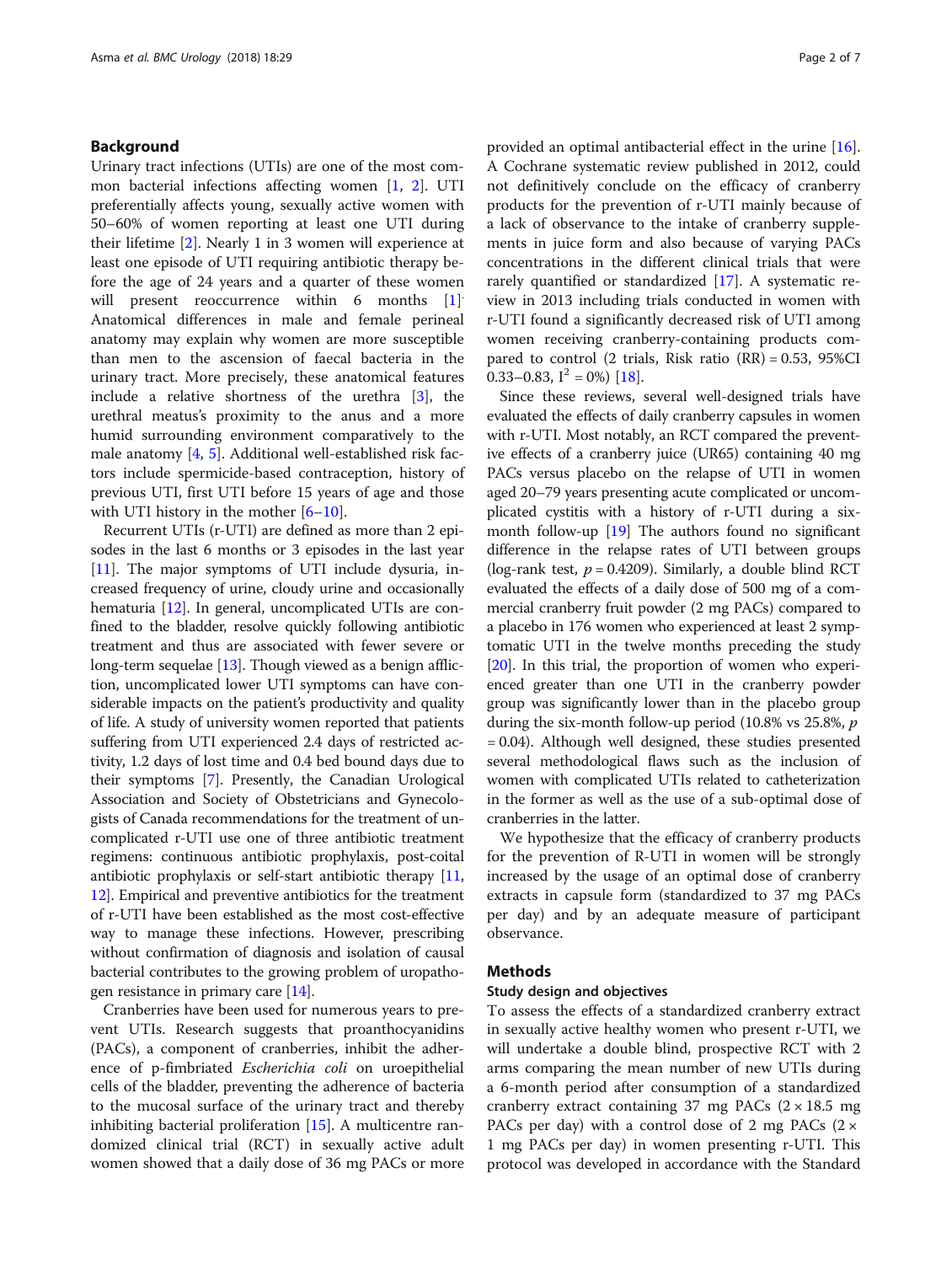## Background

Urinary tract infections (UTIs) are one of the most common bacterial infections affecting women [1, 2]. UTI preferentially affects young, sexually active women with 50–60% of women reporting at least one UTI during their lifetime [2]. Nearly 1 in 3 women will experience at least one episode of UTI requiring antibiotic therapy before the age of 24 years and a quarter of these women will present reoccurrence within 6 months [1]. Anatomical differences in male and female perineal anatomy may explain why women are more susceptible than men to the ascension of faecal bacteria in the urinary tract. More precisely, these anatomical features include a relative shortness of the urethra [3], the urethral meatus's proximity to the anus and a more humid surrounding environment comparatively to the male anatomy [4, 5]. Additional well-established risk factors include spermicide-based contraception, history of previous UTI, first UTI before 15 years of age and those with UTI history in the mother [6–10].

Recurrent UTIs (r-UTI) are defined as more than 2 episodes in the last 6 months or 3 episodes in the last year [11]. The major symptoms of UTI include dysuria, increased frequency of urine, cloudy urine and occasionally hematuria [12]. In general, uncomplicated UTIs are confined to the bladder, resolve quickly following antibiotic treatment and thus are associated with fewer severe or long-term sequelae [13]. Though viewed as a benign affliction, uncomplicated lower UTI symptoms can have considerable impacts on the patient's productivity and quality of life. A study of university women reported that patients suffering from UTI experienced 2.4 days of restricted activity, 1.2 days of lost time and 0.4 bed bound days due to their symptoms [7]. Presently, the Canadian Urological Association and Society of Obstetricians and Gynecologists of Canada recommendations for the treatment of uncomplicated r-UTI use one of three antibiotic treatment regimens: continuous antibiotic prophylaxis, post-coital antibiotic prophylaxis or self-start antibiotic therapy [11, 12]. Empirical and preventive antibiotics for the treatment of r-UTI have been established as the most cost-effective way to manage these infections. However, prescribing without confirmation of diagnosis and isolation of causal bacterial contributes to the growing problem of uropathogen resistance in primary care [14].

Cranberries have been used for numerous years to prevent UTIs. Research suggests that proanthocyanidins (PACs), a component of cranberries, inhibit the adherence of p-fimbriated *Escherichia coli* on uroepithelial cells of the bladder, preventing the adherence of bacteria to the mucosal surface of the urinary tract and thereby inhibiting bacterial proliferation [15]. A multicentre randomized clinical trial (RCT) in sexually active adult women showed that a daily dose of 36 mg PACs or more provided an optimal antibacterial effect in the urine [16]. A Cochrane systematic review published in 2012, could not definitively conclude on the efficacy of cranberry products for the prevention of r-UTI mainly because of a lack of observance to the intake of cranberry supplements in juice form and also because of varying PACs concentrations in the different clinical trials that were rarely quantified or standardized [17]. A systematic review in 2013 including trials conducted in women with r-UTI found a significantly decreased risk of UTI among women receiving cranberry-containing products compared to control (2 trials, Risk ratio (RR) = 0.53, 95%CI 0.33–0.83, $I^2 = 0\%$) [18].

Since these reviews, several well-designed trials have evaluated the effects of daily cranberry capsules in women with r-UTI. Most notably, an RCT compared the preventive effects of a cranberry juice (UR65) containing 40 mg PACs versus placebo on the relapse of UTI in women aged 20–79 years presenting acute complicated or uncomplicated cystitis with a history of r-UTI during a six-month follow-up [19] The authors found no significant difference in the relapse rates of UTI between groups (log-rank test, $p = 0.4209$). Similarly, a double blind RCT evaluated the effects of a daily dose of 500 mg of a commercial cranberry fruit powder (2 mg PACs) compared to a placebo in 176 women who experienced at least 2 symptomatic UTI in the twelve months preceding the study [20]. In this trial, the proportion of women who experienced greater than one UTI in the cranberry powder group was significantly lower than in the placebo group during the six-month follow-up period (10.8% vs 25.8%, $p = 0.04$). Although well designed, these studies presented several methodological flaws such as the inclusion of women with complicated UTIs related to catheterization in the former as well as the use of a sub-optimal dose of cranberries in the latter.

We hypothesize that the efficacy of cranberry products for the prevention of R-UTI in women will be strongly increased by the usage of an optimal dose of cranberry extracts in capsule form (standardized to 37 mg PACs per day) and by an adequate measure of participant observance.

## Methods

### Study design and objectives

To assess the effects of a standardized cranberry extract in sexually active healthy women who present r-UTI, we will undertake a double blind, prospective RCT with 2 arms comparing the mean number of new UTIs during a 6-month period after consumption of a standardized cranberry extract containing 37 mg PACs ($2 \times 18.5$ mg PACs per day) with a control dose of 2 mg PACs ($2 \times 1$ mg PACs per day) in women presenting r-UTI. This protocol was developed in accordance with the Standard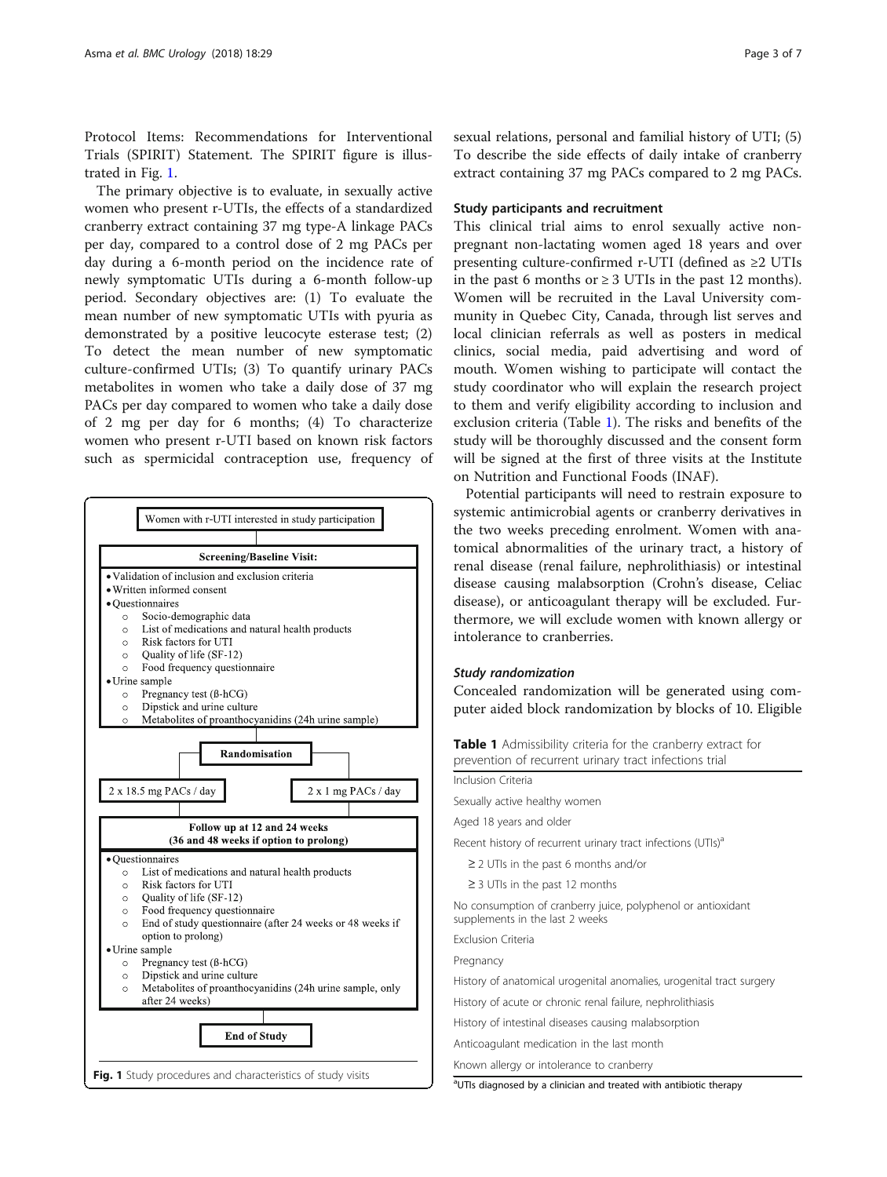Protocol Items: Recommendations for Interventional Trials (SPIRIT) Statement. The SPIRIT figure is illustrated in Fig. 1.

The primary objective is to evaluate, in sexually active women who present r-UTIs, the effects of a standardized cranberry extract containing 37 mg type-A linkage PACs per day, compared to a control dose of 2 mg PACs per day during a 6-month period on the incidence rate of newly symptomatic UTIs during a 6-month follow-up period. Secondary objectives are: (1) To evaluate the mean number of new symptomatic UTIs with pyuria as demonstrated by a positive leucocyte esterase test; (2) To detect the mean number of new symptomatic culture-confirmed UTIs; (3) To quantify urinary PACs metabolites in women who take a daily dose of 37 mg PACs per day compared to women who take a daily dose of 2 mg per day for 6 months; (4) To characterize women who present r-UTI based on known risk factors such as spermicidal contraception use, frequency of sexual relations, personal and familial history of UTI; (5) To describe the side effects of daily intake of cranberry extract containing 37 mg PACs compared to 2 mg PACs.

**Women with r-UTI interested in study participation**

**Screening/Baseline Visit:**

- Validation of inclusion and exclusion criteria
- Written informed consent
- Questionnaires
  - Socio-demographic data
  - List of medications and natural health products
  - Risk factors for UTI
  - Quality of life (SF-12)
  - Food frequency questionnaire
- Urine sample
  - Pregnancy test (ß-hCG)
  - Dipstick and urine culture
  - Metabolites of proanthocyanidins (24h urine sample)

**Randomisation**

2 x 18.5 mg PACs / day | 2 x 1 mg PACs / day

**Follow up at 12 and 24 weeks (36 and 48 weeks if option to prolong)**

- Questionnaires
  - List of medications and natural health products
  - Risk factors for UTI
  - Quality of life (SF-12)
  - Food frequency questionnaire
  - End of study questionnaire (after 24 weeks or 48 weeks if option to prolong)
- Urine sample
  - Pregnancy test (ß-hCG)
  - Dipstick and urine culture
  - Metabolites of proanthocyanidins (24h urine sample, only after 24 weeks)

**End of Study**

**Fig. 1** Study procedures and characteristics of study visits

### Study participants and recruitment

This clinical trial aims to enrol sexually active non-pregnant non-lactating women aged 18 years and over presenting culture-confirmed r-UTI (defined as ≥2 UTIs in the past 6 months or ≥ 3 UTIs in the past 12 months). Women will be recruited in the Laval University community in Quebec City, Canada, through list serves and local clinician referrals as well as posters in medical clinics, social media, paid advertising and word of mouth. Women wishing to participate will contact the study coordinator who will explain the research project to them and verify eligibility according to inclusion and exclusion criteria (Table 1). The risks and benefits of the study will be thoroughly discussed and the consent form will be signed at the first of three visits at the Institute on Nutrition and Functional Foods (INAF).

Potential participants will need to restrain exposure to systemic antimicrobial agents or cranberry derivatives in the two weeks preceding enrolment. Women with anatomical abnormalities of the urinary tract, a history of renal disease (renal failure, nephrolithiasis) or intestinal disease causing malabsorption (Crohn's disease, Celiac disease), or anticoagulant therapy will be excluded. Furthermore, we will exclude women with known allergy or intolerance to cranberries.

#### *Study randomization*

Concealed randomization will be generated using computer aided block randomization by blocks of 10. Eligible

**Table 1** Admissibility criteria for the cranberry extract for prevention of recurrent urinary tract infections trial

| Inclusion Criteria |
|---|
| Sexually active healthy women |
| Aged 18 years and older |
| Recent history of recurrent urinary tract infections (UTIs)[a] |
| ≥ 2 UTIs in the past 6 months and/or |
| ≥ 3 UTIs in the past 12 months |
| No consumption of cranberry juice, polyphenol or antioxidant supplements in the last 2 weeks |
| Exclusion Criteria |
| Pregnancy |
| History of anatomical urogenital anomalies, urogenital tract surgery |
| History of acute or chronic renal failure, nephrolithiasis |
| History of intestinal diseases causing malabsorption |
| Anticoagulant medication in the last month |
| Known allergy or intolerance to cranberry |

[a]UTIs diagnosed by a clinician and treated with antibiotic therapy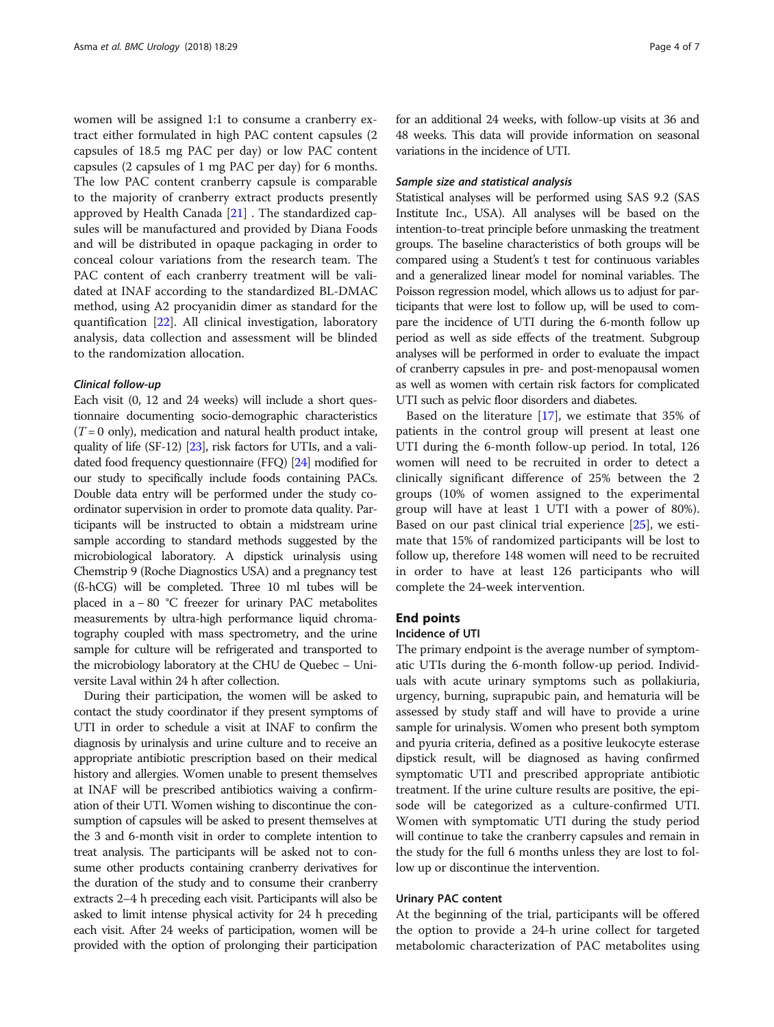women will be assigned 1:1 to consume a cranberry extract either formulated in high PAC content capsules (2 capsules of 18.5 mg PAC per day) or low PAC content capsules (2 capsules of 1 mg PAC per day) for 6 months. The low PAC content cranberry capsule is comparable to the majority of cranberry extract products presently approved by Health Canada [21] . The standardized capsules will be manufactured and provided by Diana Foods and will be distributed in opaque packaging in order to conceal colour variations from the research team. The PAC content of each cranberry treatment will be validated at INAF according to the standardized BL-DMAC method, using A2 procyanidin dimer as standard for the quantification [22]. All clinical investigation, laboratory analysis, data collection and assessment will be blinded to the randomization allocation.

#### *Clinical follow-up*

Each visit (0, 12 and 24 weeks) will include a short questionnaire documenting socio-demographic characteristics ($T = 0$ only), medication and natural health product intake, quality of life (SF-12) [23], risk factors for UTIs, and a validated food frequency questionnaire (FFQ) [24] modified for our study to specifically include foods containing PACs. Double data entry will be performed under the study coordinator supervision in order to promote data quality. Participants will be instructed to obtain a midstream urine sample according to standard methods suggested by the microbiological laboratory. A dipstick urinalysis using Chemstrip 9 (Roche Diagnostics USA) and a pregnancy test (ß-hCG) will be completed. Three 10 ml tubes will be placed in a − 80 °C freezer for urinary PAC metabolites measurements by ultra-high performance liquid chromatography coupled with mass spectrometry, and the urine sample for culture will be refrigerated and transported to the microbiology laboratory at the CHU de Quebec – Universite Laval within 24 h after collection.

During their participation, the women will be asked to contact the study coordinator if they present symptoms of UTI in order to schedule a visit at INAF to confirm the diagnosis by urinalysis and urine culture and to receive an appropriate antibiotic prescription based on their medical history and allergies. Women unable to present themselves at INAF will be prescribed antibiotics waiving a confirmation of their UTI. Women wishing to discontinue the consumption of capsules will be asked to present themselves at the 3 and 6-month visit in order to complete intention to treat analysis. The participants will be asked not to consume other products containing cranberry derivatives for the duration of the study and to consume their cranberry extracts 2–4 h preceding each visit. Participants will also be asked to limit intense physical activity for 24 h preceding each visit. After 24 weeks of participation, women will be provided with the option of prolonging their participation for an additional 24 weeks, with follow-up visits at 36 and 48 weeks. This data will provide information on seasonal variations in the incidence of UTI.

#### *Sample size and statistical analysis*

Statistical analyses will be performed using SAS 9.2 (SAS Institute Inc., USA). All analyses will be based on the intention-to-treat principle before unmasking the treatment groups. The baseline characteristics of both groups will be compared using a Student's t test for continuous variables and a generalized linear model for nominal variables. The Poisson regression model, which allows us to adjust for participants that were lost to follow up, will be used to compare the incidence of UTI during the 6-month follow up period as well as side effects of the treatment. Subgroup analyses will be performed in order to evaluate the impact of cranberry capsules in pre- and post-menopausal women as well as women with certain risk factors for complicated UTI such as pelvic floor disorders and diabetes.

Based on the literature [17], we estimate that 35% of patients in the control group will present at least one UTI during the 6-month follow-up period. In total, 126 women will need to be recruited in order to detect a clinically significant difference of 25% between the 2 groups (10% of women assigned to the experimental group will have at least 1 UTI with a power of 80%). Based on our past clinical trial experience [25], we estimate that 15% of randomized participants will be lost to follow up, therefore 148 women will need to be recruited in order to have at least 126 participants who will complete the 24-week intervention.

## End points

### Incidence of UTI

The primary endpoint is the average number of symptomatic UTIs during the 6-month follow-up period. Individuals with acute urinary symptoms such as pollakiuria, urgency, burning, suprapubic pain, and hematuria will be assessed by study staff and will have to provide a urine sample for urinalysis. Women who present both symptom and pyuria criteria, defined as a positive leukocyte esterase dipstick result, will be diagnosed as having confirmed symptomatic UTI and prescribed appropriate antibiotic treatment. If the urine culture results are positive, the episode will be categorized as a culture-confirmed UTI. Women with symptomatic UTI during the study period will continue to take the cranberry capsules and remain in the study for the full 6 months unless they are lost to follow up or discontinue the intervention.

### Urinary PAC content

At the beginning of the trial, participants will be offered the option to provide a 24-h urine collect for targeted metabolomic characterization of PAC metabolites using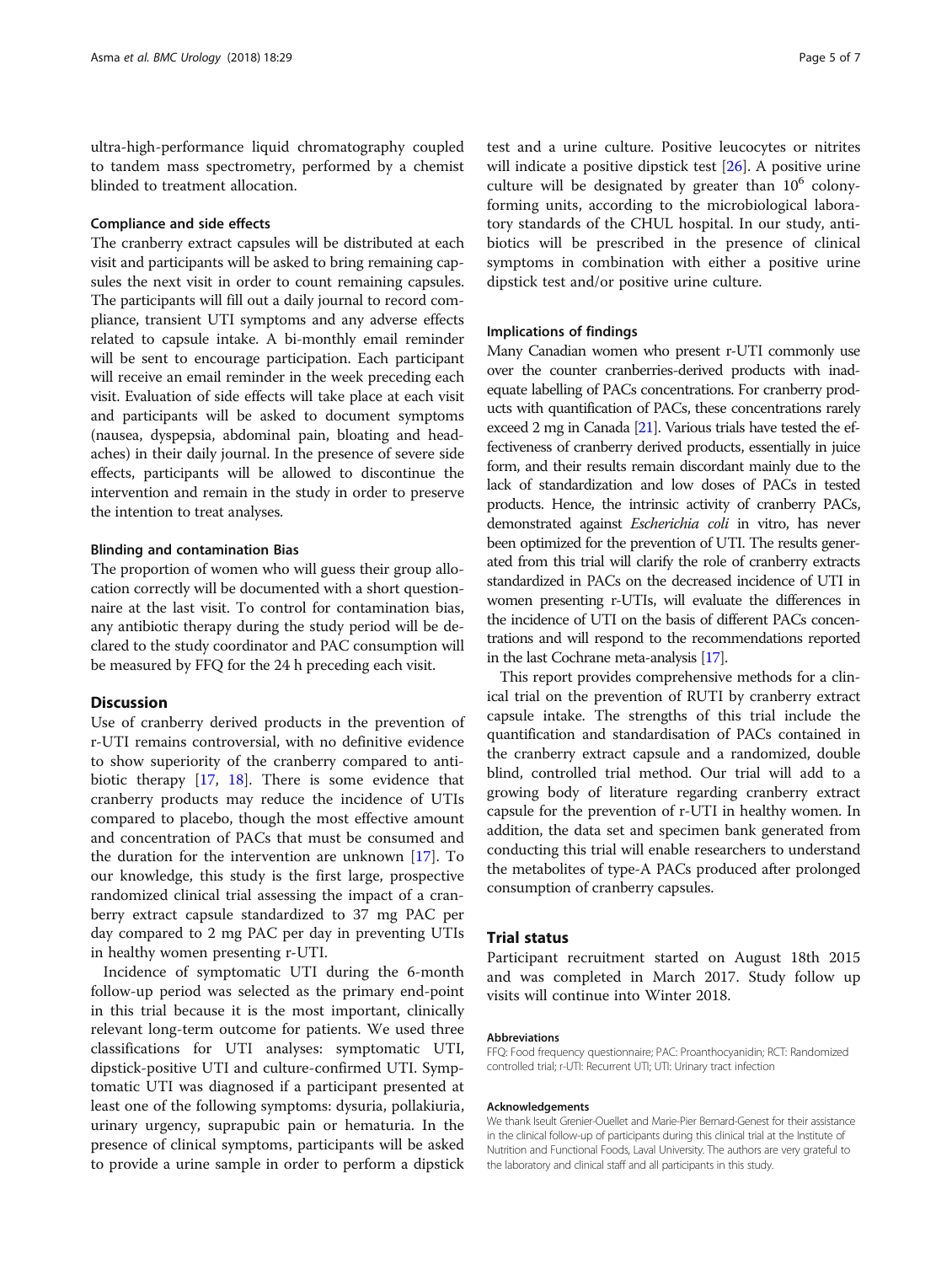ultra-high-performance liquid chromatography coupled to tandem mass spectrometry, performed by a chemist blinded to treatment allocation.

### Compliance and side effects

The cranberry extract capsules will be distributed at each visit and participants will be asked to bring remaining capsules the next visit in order to count remaining capsules. The participants will fill out a daily journal to record compliance, transient UTI symptoms and any adverse effects related to capsule intake. A bi-monthly email reminder will be sent to encourage participation. Each participant will receive an email reminder in the week preceding each visit. Evaluation of side effects will take place at each visit and participants will be asked to document symptoms (nausea, dyspepsia, abdominal pain, bloating and headaches) in their daily journal. In the presence of severe side effects, participants will be allowed to discontinue the intervention and remain in the study in order to preserve the intention to treat analyses.

### Blinding and contamination Bias

The proportion of women who will guess their group allocation correctly will be documented with a short questionnaire at the last visit. To control for contamination bias, any antibiotic therapy during the study period will be declared to the study coordinator and PAC consumption will be measured by FFQ for the 24 h preceding each visit.

## Discussion

Use of cranberry derived products in the prevention of r-UTI remains controversial, with no definitive evidence to show superiority of the cranberry compared to antibiotic therapy [17, 18]. There is some evidence that cranberry products may reduce the incidence of UTIs compared to placebo, though the most effective amount and concentration of PACs that must be consumed and the duration for the intervention are unknown [17]. To our knowledge, this study is the first large, prospective randomized clinical trial assessing the impact of a cranberry extract capsule standardized to 37 mg PAC per day compared to 2 mg PAC per day in preventing UTIs in healthy women presenting r-UTI.

Incidence of symptomatic UTI during the 6-month follow-up period was selected as the primary end-point in this trial because it is the most important, clinically relevant long-term outcome for patients. We used three classifications for UTI analyses: symptomatic UTI, dipstick-positive UTI and culture-confirmed UTI. Symptomatic UTI was diagnosed if a participant presented at least one of the following symptoms: dysuria, pollakiuria, urinary urgency, suprapubic pain or hematuria. In the presence of clinical symptoms, participants will be asked to provide a urine sample in order to perform a dipstick test and a urine culture. Positive leucocytes or nitrites will indicate a positive dipstick test [26]. A positive urine culture will be designated by greater than $10^6$ colony-forming units, according to the microbiological laboratory standards of the CHUL hospital. In our study, antibiotics will be prescribed in the presence of clinical symptoms in combination with either a positive urine dipstick test and/or positive urine culture.

### Implications of findings

Many Canadian women who present r-UTI commonly use over the counter cranberries-derived products with inadequate labelling of PACs concentrations. For cranberry products with quantification of PACs, these concentrations rarely exceed 2 mg in Canada [21]. Various trials have tested the effectiveness of cranberry derived products, essentially in juice form, and their results remain discordant mainly due to the lack of standardization and low doses of PACs in tested products. Hence, the intrinsic activity of cranberry PACs, demonstrated against *Escherichia coli* in vitro, has never been optimized for the prevention of UTI. The results generated from this trial will clarify the role of cranberry extracts standardized in PACs on the decreased incidence of UTI in women presenting r-UTIs, will evaluate the differences in the incidence of UTI on the basis of different PACs concentrations and will respond to the recommendations reported in the last Cochrane meta-analysis [17].

This report provides comprehensive methods for a clinical trial on the prevention of RUTI by cranberry extract capsule intake. The strengths of this trial include the quantification and standardisation of PACs contained in the cranberry extract capsule and a randomized, double blind, controlled trial method. Our trial will add to a growing body of literature regarding cranberry extract capsule for the prevention of r-UTI in healthy women. In addition, the data set and specimen bank generated from conducting this trial will enable researchers to understand the metabolites of type-A PACs produced after prolonged consumption of cranberry capsules.

## Trial status

Participant recruitment started on August 18th 2015 and was completed in March 2017. Study follow up visits will continue into Winter 2018.

#### Abbreviations

FFQ: Food frequency questionnaire; PAC: Proanthocyanidin; RCT: Randomized controlled trial; r-UTI: Recurrent UTI; UTI: Urinary tract infection

#### Acknowledgements

We thank Iseult Grenier-Ouellet and Marie-Pier Bernard-Genest for their assistance in the clinical follow-up of participants during this clinical trial at the Institute of Nutrition and Functional Foods, Laval University. The authors are very grateful to the laboratory and clinical staff and all participants in this study.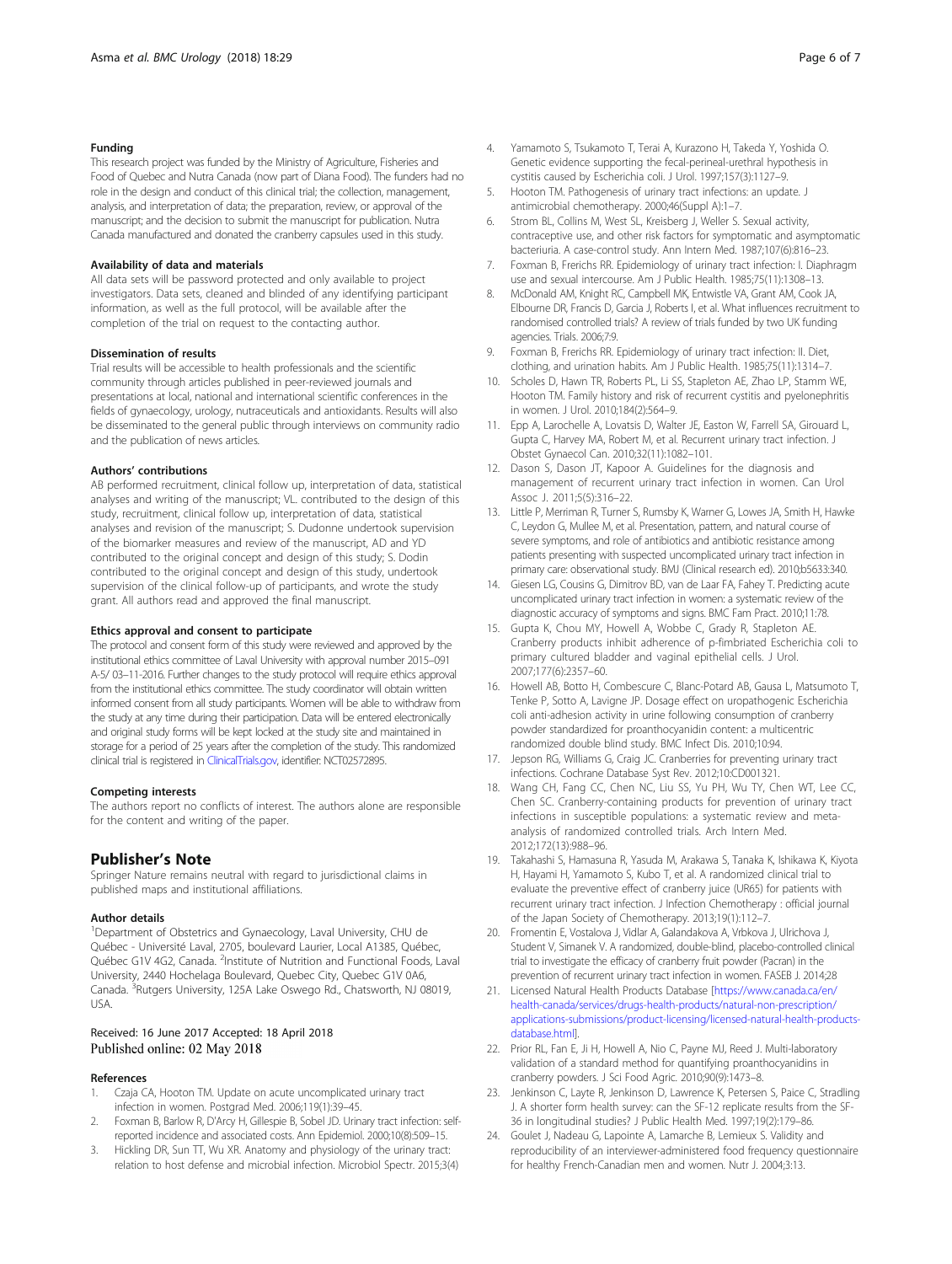#### Funding

This research project was funded by the Ministry of Agriculture, Fisheries and Food of Quebec and Nutra Canada (now part of Diana Food). The funders had no role in the design and conduct of this clinical trial; the collection, management, analysis, and interpretation of data; the preparation, review, or approval of the manuscript; and the decision to submit the manuscript for publication. Nutra Canada manufactured and donated the cranberry capsules used in this study.

#### Availability of data and materials

All data sets will be password protected and only available to project investigators. Data sets, cleaned and blinded of any identifying participant information, as well as the full protocol, will be available after the completion of the trial on request to the contacting author.

#### Dissemination of results

Trial results will be accessible to health professionals and the scientific community through articles published in peer-reviewed journals and presentations at local, national and international scientific conferences in the fields of gynaecology, urology, nutraceuticals and antioxidants. Results will also be disseminated to the general public through interviews on community radio and the publication of news articles.

#### Authors' contributions

AB performed recruitment, clinical follow up, interpretation of data, statistical analyses and writing of the manuscript; VL. contributed to the design of this study, recruitment, clinical follow up, interpretation of data, statistical analyses and revision of the manuscript; S. Dudonne undertook supervision of the biomarker measures and review of the manuscript, AD and YD contributed to the original concept and design of this study; S. Dodin contributed to the original concept and design of this study, undertook supervision of the clinical follow-up of participants, and wrote the study grant. All authors read and approved the final manuscript.

#### Ethics approval and consent to participate

The protocol and consent form of this study were reviewed and approved by the institutional ethics committee of Laval University with approval number 2015–091 A-5/ 03–11-2016. Further changes to the study protocol will require ethics approval from the institutional ethics committee. The study coordinator will obtain written informed consent from all study participants. Women will be able to withdraw from the study at any time during their participation. Data will be entered electronically and original study forms will be kept locked at the study site and maintained in storage for a period of 25 years after the completion of the study. This randomized clinical trial is registered in ClinicalTrials.gov, identifier: NCT02572895.

#### Competing interests

The authors report no conflicts of interest. The authors alone are responsible for the content and writing of the paper.

## Publisher's Note

Springer Nature remains neutral with regard to jurisdictional claims in published maps and institutional affiliations.

#### Author details

[1]Department of Obstetrics and Gynaecology, Laval University, CHU de Québec - Université Laval, 2705, boulevard Laurier, Local A1385, Québec, Québec G1V 4G2, Canada. [2]Institute of Nutrition and Functional Foods, Laval University, 2440 Hochelaga Boulevard, Quebec City, Quebec G1V 0A6, Canada. [3]Rutgers University, 125A Lake Oswego Rd., Chatsworth, NJ 08019, USA.

Received: 16 June 2017 Accepted: 18 April 2018
Published online: 02 May 2018

#### References

1. Czaja CA, Hooton TM. Update on acute uncomplicated urinary tract infection in women. Postgrad Med. 2006;119(1):39–45.
2. Foxman B, Barlow R, D'Arcy H, Gillespie B, Sobel JD. Urinary tract infection: self-reported incidence and associated costs. Ann Epidemiol. 2000;10(8):509–15.
3. Hickling DR, Sun TT, Wu XR. Anatomy and physiology of the urinary tract: relation to host defense and microbial infection. Microbiol Spectr. 2015;3(4)
4. Yamamoto S, Tsukamoto T, Terai A, Kurazono H, Takeda Y, Yoshida O. Genetic evidence supporting the fecal-perineal-urethral hypothesis in cystitis caused by Escherichia coli. J Urol. 1997;157(3):1127–9.
5. Hooton TM. Pathogenesis of urinary tract infections: an update. J antimicrobial chemotherapy. 2000;46(Suppl A):1–7.
6. Strom BL, Collins M, West SL, Kreisberg J, Weller S. Sexual activity, contraceptive use, and other risk factors for symptomatic and asymptomatic bacteriuria. A case-control study. Ann Intern Med. 1987;107(6):816–23.
7. Foxman B, Frerichs RR. Epidemiology of urinary tract infection: I. Diaphragm use and sexual intercourse. Am J Public Health. 1985;75(11):1308–13.
8. McDonald AM, Knight RC, Campbell MK, Entwistle VA, Grant AM, Cook JA, Elbourne DR, Francis D, Garcia J, Roberts I, et al. What influences recruitment to randomised controlled trials? A review of trials funded by two UK funding agencies. Trials. 2006;7:9.
9. Foxman B, Frerichs RR. Epidemiology of urinary tract infection: II. Diet, clothing, and urination habits. Am J Public Health. 1985;75(11):1314–7.
10. Scholes D, Hawn TR, Roberts PL, Li SS, Stapleton AE, Zhao LP, Stamm WE, Hooton TM. Family history and risk of recurrent cystitis and pyelonephritis in women. J Urol. 2010;184(2):564–9.
11. Epp A, Larochelle A, Lovatsis D, Walter JE, Easton W, Farrell SA, Girouard L, Gupta C, Harvey MA, Robert M, et al. Recurrent urinary tract infection. J Obstet Gynaecol Can. 2010;32(11):1082–101.
12. Dason S, Dason JT, Kapoor A. Guidelines for the diagnosis and management of recurrent urinary tract infection in women. Can Urol Assoc J. 2011;5(5):316–22.
13. Little P, Merriman R, Turner S, Rumsby K, Warner G, Lowes JA, Smith H, Hawke C, Leydon G, Mullee M, et al. Presentation, pattern, and natural course of severe symptoms, and role of antibiotics and antibiotic resistance among patients presenting with suspected uncomplicated urinary tract infection in primary care: observational study. BMJ (Clinical research ed). 2010;b5633:340.
14. Giesen LG, Cousins G, Dimitrov BD, van de Laar FA, Fahey T. Predicting acute uncomplicated urinary tract infection in women: a systematic review of the diagnostic accuracy of symptoms and signs. BMC Fam Pract. 2010;11:78.
15. Gupta K, Chou MY, Howell A, Wobbe C, Grady R, Stapleton AE. Cranberry products inhibit adherence of p-fimbriated Escherichia coli to primary cultured bladder and vaginal epithelial cells. J Urol. 2007;177(6):2357–60.
16. Howell AB, Botto H, Combescure C, Blanc-Potard AB, Gausa L, Matsumoto T, Tenke P, Sotto A, Lavigne JP. Dosage effect on uropathogenic Escherichia coli anti-adhesion activity in urine following consumption of cranberry powder standardized for proanthocyanidin content: a multicentric randomized double blind study. BMC Infect Dis. 2010;10:94.
17. Jepson RG, Williams G, Craig JC. Cranberries for preventing urinary tract infections. Cochrane Database Syst Rev. 2012;10:CD001321.
18. Wang CH, Fang CC, Chen NC, Liu SS, Yu PH, Wu TY, Chen WT, Lee CC, Chen SC. Cranberry-containing products for prevention of urinary tract infections in susceptible populations: a systematic review and meta-analysis of randomized controlled trials. Arch Intern Med. 2012;172(13):988–96.
19. Takahashi S, Hamasuna R, Yasuda M, Arakawa S, Tanaka K, Ishikawa K, Kiyota H, Hayami H, Yamamoto S, Kubo T, et al. A randomized clinical trial to evaluate the preventive effect of cranberry juice (UR65) for patients with recurrent urinary tract infection. J Infection Chemotherapy : official journal of the Japan Society of Chemotherapy. 2013;19(1):112–7.
20. Fromentin E, Vostalova J, Vidlar A, Galandakova A, Vrbkova J, Ulrichova J, Student V, Simanek V. A randomized, double-blind, placebo-controlled clinical trial to investigate the efficacy of cranberry fruit powder (Pacran) in the prevention of recurrent urinary tract infection in women. FASEB J. 2014;28
21. Licensed Natural Health Products Database [https://www.canada.ca/en/health-canada/services/drugs-health-products/natural-non-prescription/applications-submissions/product-licensing/licensed-natural-health-products-database.html].
22. Prior RL, Fan E, Ji H, Howell A, Nio C, Payne MJ, Reed J. Multi-laboratory validation of a standard method for quantifying proanthocyanidins in cranberry powders. J Sci Food Agric. 2010;90(9):1473–8.
23. Jenkinson C, Layte R, Jenkinson D, Lawrence K, Petersen S, Paice C, Stradling J. A shorter form health survey: can the SF-12 replicate results from the SF-36 in longitudinal studies? J Public Health Med. 1997;19(2):179–86.
24. Goulet J, Nadeau G, Lapointe A, Lamarche B, Lemieux S. Validity and reproducibility of an interviewer-administered food frequency questionnaire for healthy French-Canadian men and women. Nutr J. 2004;3:13.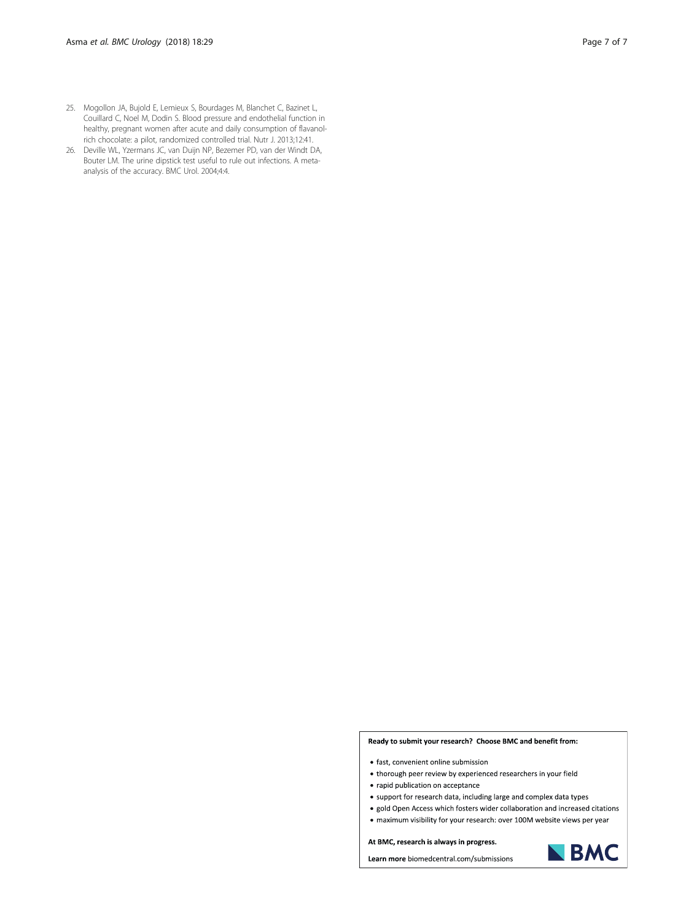25. Mogollon JA, Bujold E, Lemieux S, Bourdages M, Blanchet C, Bazinet L, Couillard C, Noel M, Dodin S. Blood pressure and endothelial function in healthy, pregnant women after acute and daily consumption of flavanol-rich chocolate: a pilot, randomized controlled trial. Nutr J. 2013;12:41.
26. Deville WL, Yzermans JC, van Duijn NP, Bezemer PD, van der Windt DA, Bouter LM. The urine dipstick test useful to rule out infections. A meta-analysis of the accuracy. BMC Urol. 2004;4:4.

**Ready to submit your research? Choose BMC and benefit from:**

- fast, convenient online submission
- thorough peer review by experienced researchers in your field
- rapid publication on acceptance
- support for research data, including large and complex data types
- gold Open Access which fosters wider collaboration and increased citations
- maximum visibility for your research: over 100M website views per year

**At BMC, research is always in progress.**

**Learn more** biomedcentral.com/submissions